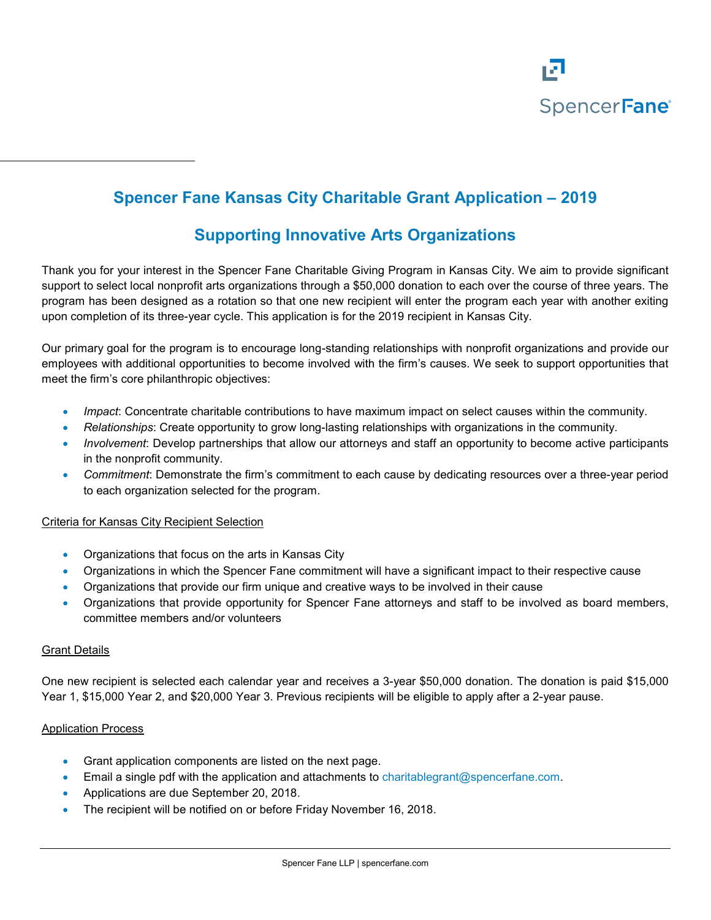# Spencer Fane Kansas City Charitable Grant Application – 2019

## Supporting Innovative Arts Organizations

Thank you for your interest in the Spencer Fane Charitable Giving Program in Kansas City. We aim to provide significant support to select local nonprofit arts organizations through a $50,000 donation to each over the course of three years. The program has been designed as a rotation so that one new recipient will enter the program each year with another exiting upon completion of its three-year cycle. This application is for the 2019 recipient in Kansas City.

Our primary goal for the program is to encourage long-standing relationships with nonprofit organizations and provide our employees with additional opportunities to become involved with the firm's causes. We seek to support opportunities that meet the firm's core philanthropic objectives:

- *Impact*: Concentrate charitable contributions to have maximum impact on select causes within the community.
- *Relationships*: Create opportunity to grow long-lasting relationships with organizations in the community.
- *Involvement*: Develop partnerships that allow our attorneys and staff an opportunity to become active participants in the nonprofit community.
- *Commitment*: Demonstrate the firm's commitment to each cause by dedicating resources over a three-year period to each organization selected for the program.

<u>Criteria for Kansas City Recipient Selection</u>

- Organizations that focus on the arts in Kansas City
- Organizations in which the Spencer Fane commitment will have a significant impact to their respective cause
- Organizations that provide our firm unique and creative ways to be involved in their cause
- Organizations that provide opportunity for Spencer Fane attorneys and staff to be involved as board members, committee members and/or volunteers

<u>Grant Details</u>

One new recipient is selected each calendar year and receives a 3-year $50,000 donation. The donation is paid $15,000 Year 1, $15,000 Year 2, and $20,000 Year 3. Previous recipients will be eligible to apply after a 2-year pause.

<u>Application Process</u>

- Grant application components are listed on the next page.
- Email a single pdf with the application and attachments to charitablegrant@spencerfane.com.
- Applications are due September 20, 2018.
- The recipient will be notified on or before Friday November 16, 2018.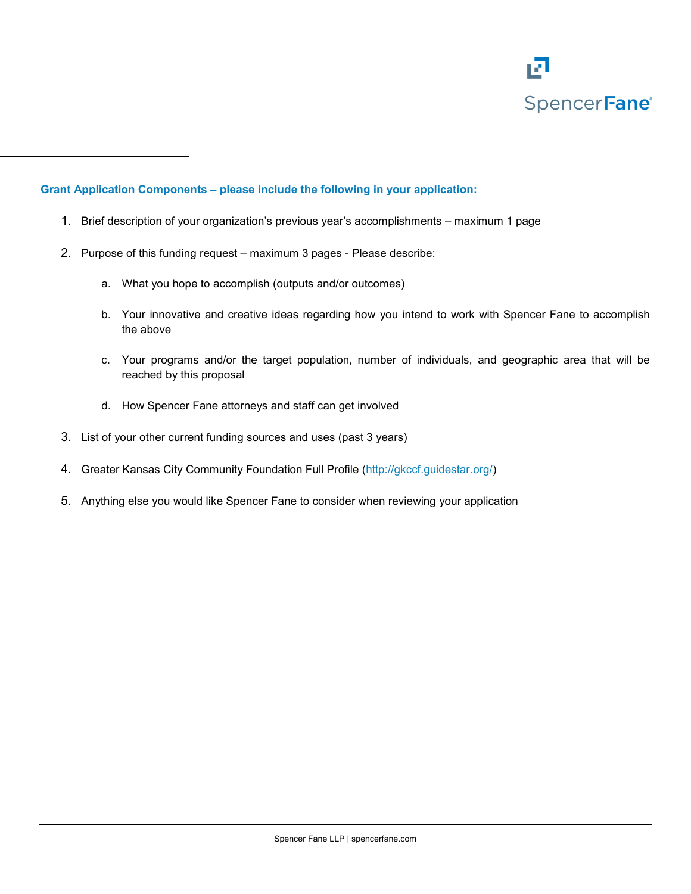**Grant Application Components – please include the following in your application:**

1. Brief description of your organization's previous year's accomplishments – maximum 1 page
2. Purpose of this funding request – maximum 3 pages - Please describe:
   a. What you hope to accomplish (outputs and/or outcomes)
   b. Your innovative and creative ideas regarding how you intend to work with Spencer Fane to accomplish the above
   c. Your programs and/or the target population, number of individuals, and geographic area that will be reached by this proposal
   d. How Spencer Fane attorneys and staff can get involved
3. List of your other current funding sources and uses (past 3 years)
4. Greater Kansas City Community Foundation Full Profile (http://gkccf.guidestar.org/)
5. Anything else you would like Spencer Fane to consider when reviewing your application